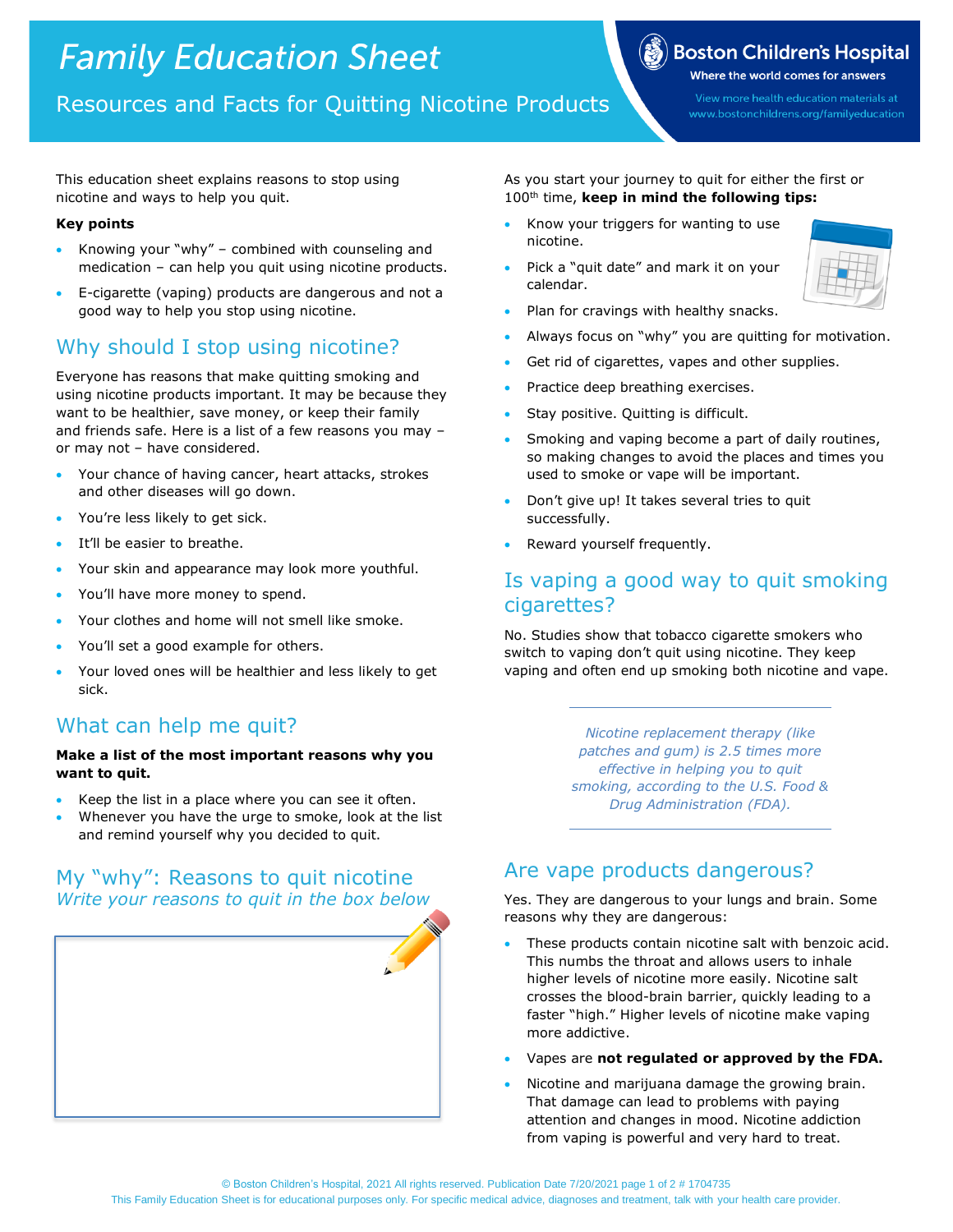# Family Education Sheet

## Resources and Facts for Quitting Nicotine Products

Boston Children's Hospital
Where the world comes for answers

View more health education materials at www.bostonchildrens.org/familyeducation

This education sheet explains reasons to stop using nicotine and ways to help you quit.

**Key points**

- Knowing your "why" – combined with counseling and medication – can help you quit using nicotine products.
- E-cigarette (vaping) products are dangerous and not a good way to help you stop using nicotine.

## Why should I stop using nicotine?

Everyone has reasons that make quitting smoking and using nicotine products important. It may be because they want to be healthier, save money, or keep their family and friends safe. Here is a list of a few reasons you may – or may not – have considered.

- Your chance of having cancer, heart attacks, strokes and other diseases will go down.
- You're less likely to get sick.
- It'll be easier to breathe.
- Your skin and appearance may look more youthful.
- You'll have more money to spend.
- Your clothes and home will not smell like smoke.
- You'll set a good example for others.
- Your loved ones will be healthier and less likely to get sick.

## What can help me quit?

**Make a list of the most important reasons why you want to quit.**

- Keep the list in a place where you can see it often.
- Whenever you have the urge to smoke, look at the list and remind yourself why you decided to quit.

## My "why": Reasons to quit nicotine

*Write your reasons to quit in the box below*

As you start your journey to quit for either the first or 100th time, **keep in mind the following tips:**

- Know your triggers for wanting to use nicotine.
- Pick a "quit date" and mark it on your calendar.
- Plan for cravings with healthy snacks.
- Always focus on "why" you are quitting for motivation.
- Get rid of cigarettes, vapes and other supplies.
- Practice deep breathing exercises.
- Stay positive. Quitting is difficult.
- Smoking and vaping become a part of daily routines, so making changes to avoid the places and times you used to smoke or vape will be important.
- Don't give up! It takes several tries to quit successfully.
- Reward yourself frequently.

## Is vaping a good way to quit smoking cigarettes?

No. Studies show that tobacco cigarette smokers who switch to vaping don't quit using nicotine. They keep vaping and often end up smoking both nicotine and vape.

*Nicotine replacement therapy (like patches and gum) is 2.5 times more effective in helping you to quit smoking, according to the U.S. Food & Drug Administration (FDA).*

## Are vape products dangerous?

Yes. They are dangerous to your lungs and brain. Some reasons why they are dangerous:

- These products contain nicotine salt with benzoic acid. This numbs the throat and allows users to inhale higher levels of nicotine more easily. Nicotine salt crosses the blood-brain barrier, quickly leading to a faster "high." Higher levels of nicotine make vaping more addictive.
- Vapes are **not regulated or approved by the FDA.**
- Nicotine and marijuana damage the growing brain. That damage can lead to problems with paying attention and changes in mood. Nicotine addiction from vaping is powerful and very hard to treat.

© Boston Children's Hospital, 2021 All rights reserved. Publication Date 7/20/2021 # 1704735
This Family Education Sheet is for educational purposes only. For specific medical advice, diagnoses and treatment, talk with your health care provider.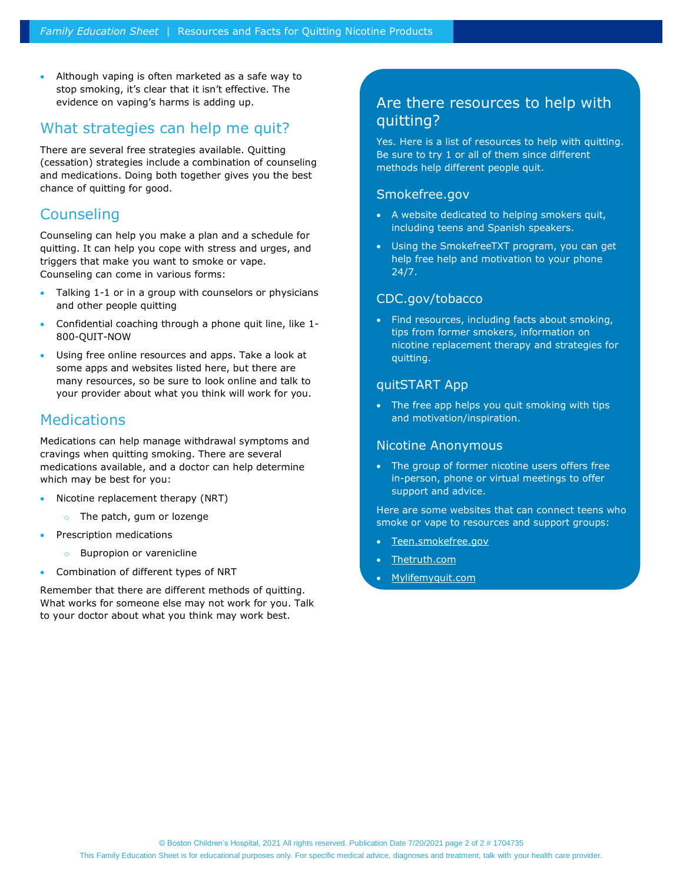- Although vaping is often marketed as a safe way to stop smoking, it's clear that it isn't effective. The evidence on vaping's harms is adding up.

## What strategies can help me quit?

There are several free strategies available. Quitting (cessation) strategies include a combination of counseling and medications. Doing both together gives you the best chance of quitting for good.

## Counseling

Counseling can help you make a plan and a schedule for quitting. It can help you cope with stress and urges, and triggers that make you want to smoke or vape. Counseling can come in various forms:

- Talking 1-1 or in a group with counselors or physicians and other people quitting
- Confidential coaching through a phone quit line, like 1-800-QUIT-NOW
- Using free online resources and apps. Take a look at some apps and websites listed here, but there are many resources, so be sure to look online and talk to your provider about what you think will work for you.

## Medications

Medications can help manage withdrawal symptoms and cravings when quitting smoking. There are several medications available, and a doctor can help determine which may be best for you:

- Nicotine replacement therapy (NRT)
  - The patch, gum or lozenge
- Prescription medications
  - Bupropion or varenicline
- Combination of different types of NRT

Remember that there are different methods of quitting. What works for someone else may not work for you. Talk to your doctor about what you think may work best.

## Are there resources to help with quitting?

Yes. Here is a list of resources to help with quitting. Be sure to try 1 or all of them since different methods help different people quit.

### Smokefree.gov

- A website dedicated to helping smokers quit, including teens and Spanish speakers.
- Using the SmokefreeTXT program, you can get help free help and motivation to your phone 24/7.

### CDC.gov/tobacco

- Find resources, including facts about smoking, tips from former smokers, information on nicotine replacement therapy and strategies for quitting.

### quitSTART App

- The free app helps you quit smoking with tips and motivation/inspiration.

### Nicotine Anonymous

- The group of former nicotine users offers free in-person, phone or virtual meetings to offer support and advice.

Here are some websites that can connect teens who smoke or vape to resources and support groups:

- Teen.smokefree.gov
- Thetruth.com
- Mylifemyquit.com

© Boston Children's Hospital, 2021 All rights reserved. Publication Date 7/20/2021 # 1704735

This Family Education Sheet is for educational purposes only. For specific medical advice, diagnoses and treatment, talk with your health care provider.